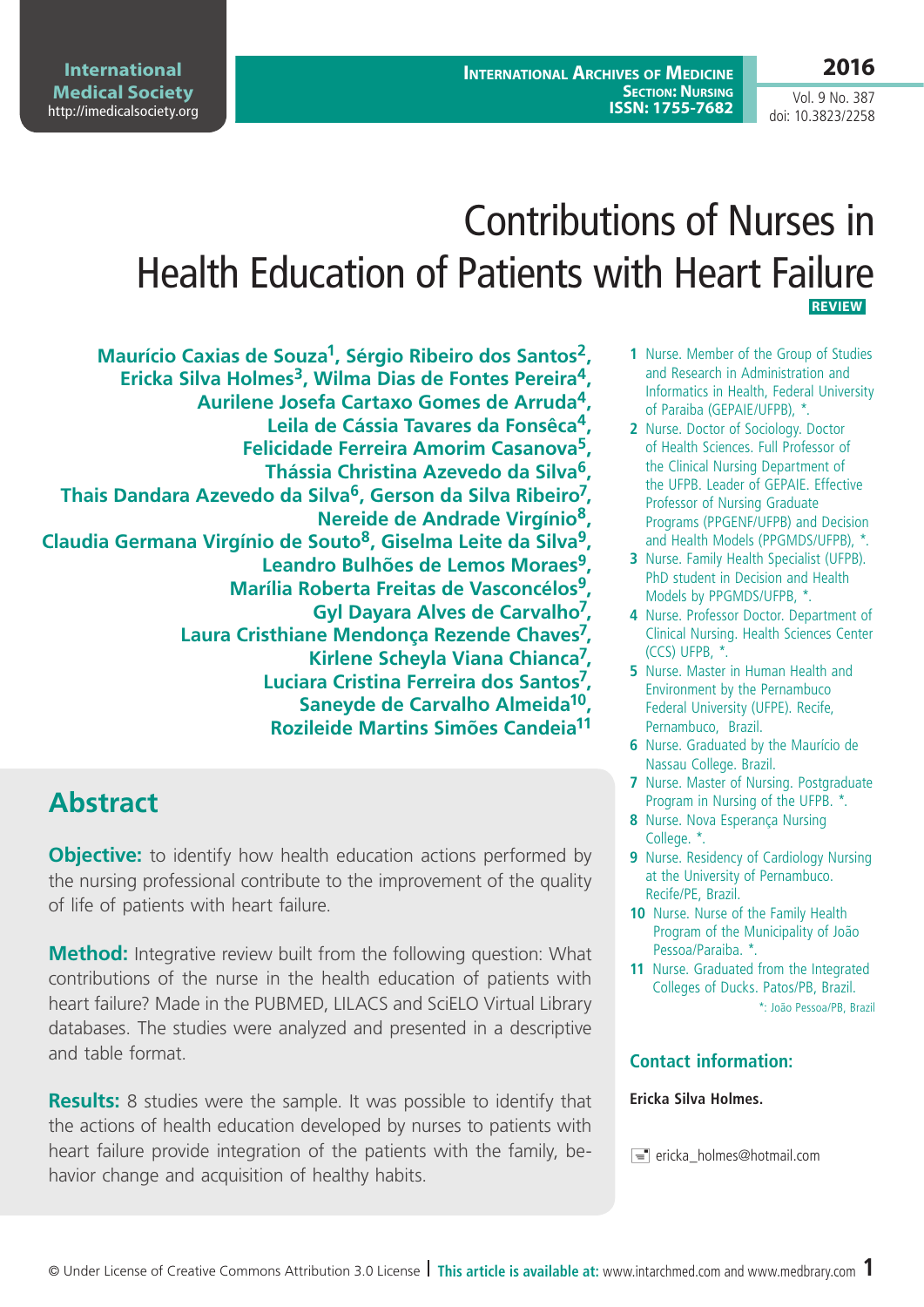# Contributions of Nurses in Health Education of Patients with Heart Failure

**REVIEW**

**Maurício Caxias de Souza[1], Sérgio Ribeiro dos Santos[2], Ericka Silva Holmes[3], Wilma Dias de Fontes Pereira[4], Aurilene Josefa Cartaxo Gomes de Arruda[4], Leila de Cássia Tavares da Fonsêca[4], Felicidade Ferreira Amorim Casanova[5], Thássia Christina Azevedo da Silva[6], Thais Dandara Azevedo da Silva[6], Gerson da Silva Ribeiro[7], Nereide de Andrade Virgínio[8], Claudia Germana Virgínio de Souto[8], Giselma Leite da Silva[9], Leandro Bulhões de Lemos Moraes[9], Marília Roberta Freitas de Vasconcélos[9], Gyl Dayara Alves de Carvalho[7], Laura Cristhiane Mendonça Rezende Chaves[7], Kirlene Scheyla Viana Chianca[7], Luciara Cristina Ferreira dos Santos[7], Saneyde de Carvalho Almeida[10], Rozileide Martins Simões Candeia[11]**

1 Nurse. Member of the Group of Studies and Research in Administration and Informatics in Health, Federal University of Paraiba (GEPAIE/UFPB), *.

2 Nurse. Doctor of Sociology. Doctor of Health Sciences. Full Professor of the Clinical Nursing Department of the UFPB. Leader of GEPAIE. Effective Professor of Nursing Graduate Programs (PPGENF/UFPB) and Decision and Health Models (PPGMDS/UFPB), *.

3 Nurse. Family Health Specialist (UFPB). PhD student in Decision and Health Models by PPGMDS/UFPB, *.

4 Nurse. Professor Doctor. Department of Clinical Nursing. Health Sciences Center (CCS) UFPB, *.

5 Nurse. Master in Human Health and Environment by the Pernambuco Federal University (UFPE). Recife, Pernambuco, Brazil.

6 Nurse. Graduated by the Maurício de Nassau College. Brazil.

7 Nurse. Master of Nursing. Postgraduate Program in Nursing of the UFPB. *.

8 Nurse. Nova Esperança Nursing College. *.

9 Nurse. Residency of Cardiology Nursing at the University of Pernambuco. Recife/PE, Brazil.

10 Nurse. Nurse of the Family Health Program of the Municipality of João Pessoa/Paraiba. *.

11 Nurse. Graduated from the Integrated Colleges of Ducks. Patos/PB, Brazil.

*: João Pessoa/PB, Brazil

### Contact information:

**Ericka Silva Holmes.**

ericka_holmes@hotmail.com

## Abstract

**Objective:** to identify how health education actions performed by the nursing professional contribute to the improvement of the quality of life of patients with heart failure.

**Method:** Integrative review built from the following question: What contributions of the nurse in the health education of patients with heart failure? Made in the PUBMED, LILACS and SciELO Virtual Library databases. The studies were analyzed and presented in a descriptive and table format.

**Results:** 8 studies were the sample. It was possible to identify that the actions of health education developed by nurses to patients with heart failure provide integration of the patients with the family, behavior change and acquisition of healthy habits.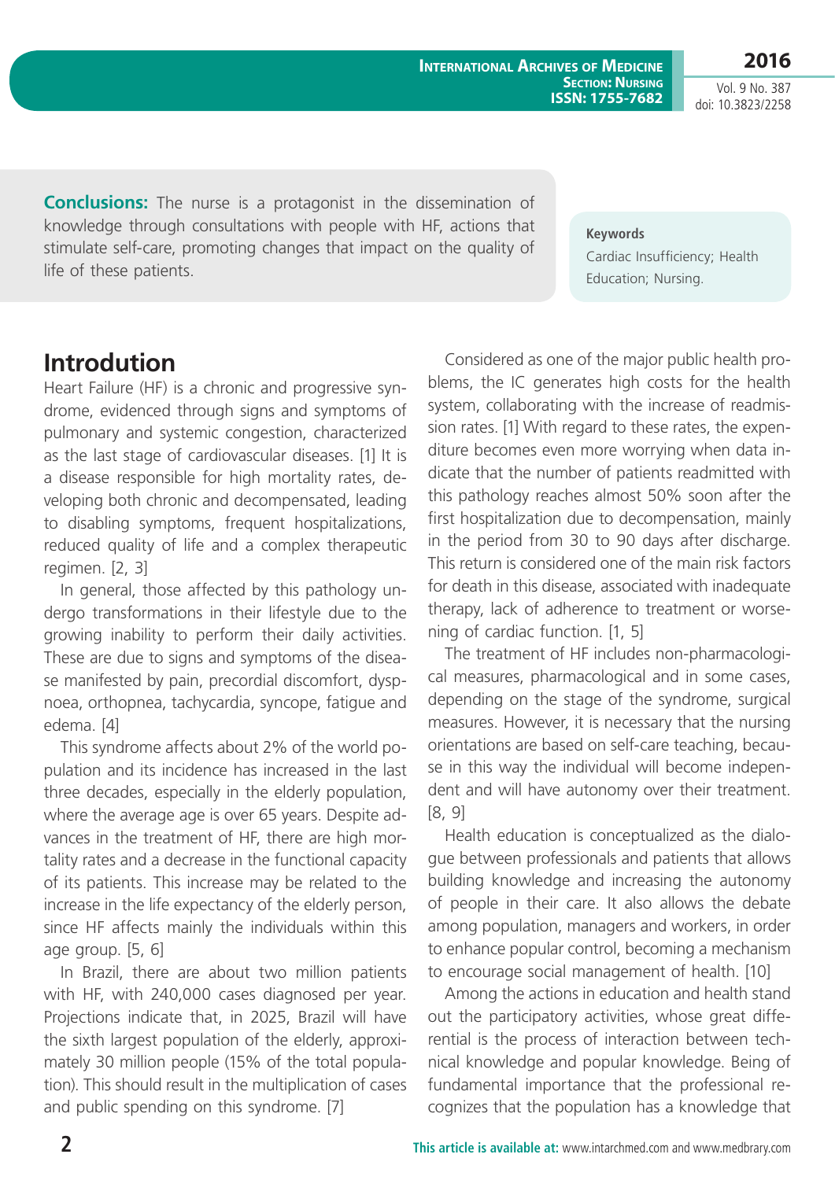**Conclusions:** The nurse is a protagonist in the dissemination of knowledge through consultations with people with HF, actions that stimulate self-care, promoting changes that impact on the quality of life of these patients.

**Keywords**

Cardiac Insufficiency; Health Education; Nursing.

## Introduction

Heart Failure (HF) is a chronic and progressive syndrome, evidenced through signs and symptoms of pulmonary and systemic congestion, characterized as the last stage of cardiovascular diseases. [1] It is a disease responsible for high mortality rates, developing both chronic and decompensated, leading to disabling symptoms, frequent hospitalizations, reduced quality of life and a complex therapeutic regimen. [2, 3]

In general, those affected by this pathology undergo transformations in their lifestyle due to the growing inability to perform their daily activities. These are due to signs and symptoms of the disease manifested by pain, precordial discomfort, dyspnoea, orthopnea, tachycardia, syncope, fatigue and edema. [4]

This syndrome affects about 2% of the world population and its incidence has increased in the last three decades, especially in the elderly population, where the average age is over 65 years. Despite advances in the treatment of HF, there are high mortality rates and a decrease in the functional capacity of its patients. This increase may be related to the increase in the life expectancy of the elderly person, since HF affects mainly the individuals within this age group. [5, 6]

In Brazil, there are about two million patients with HF, with 240,000 cases diagnosed per year. Projections indicate that, in 2025, Brazil will have the sixth largest population of the elderly, approximately 30 million people (15% of the total population). This should result in the multiplication of cases and public spending on this syndrome. [7]

Considered as one of the major public health problems, the IC generates high costs for the health system, collaborating with the increase of readmission rates. [1] With regard to these rates, the expenditure becomes even more worrying when data indicate that the number of patients readmitted with this pathology reaches almost 50% soon after the first hospitalization due to decompensation, mainly in the period from 30 to 90 days after discharge. This return is considered one of the main risk factors for death in this disease, associated with inadequate therapy, lack of adherence to treatment or worsening of cardiac function. [1, 5]

The treatment of HF includes non-pharmacological measures, pharmacological and in some cases, depending on the stage of the syndrome, surgical measures. However, it is necessary that the nursing orientations are based on self-care teaching, because in this way the individual will become independent and will have autonomy over their treatment. [8, 9]

Health education is conceptualized as the dialogue between professionals and patients that allows building knowledge and increasing the autonomy of people in their care. It also allows the debate among population, managers and workers, in order to enhance popular control, becoming a mechanism to encourage social management of health. [10]

Among the actions in education and health stand out the participatory activities, whose great differential is the process of interaction between technical knowledge and popular knowledge. Being of fundamental importance that the professional recognizes that the population has a knowledge that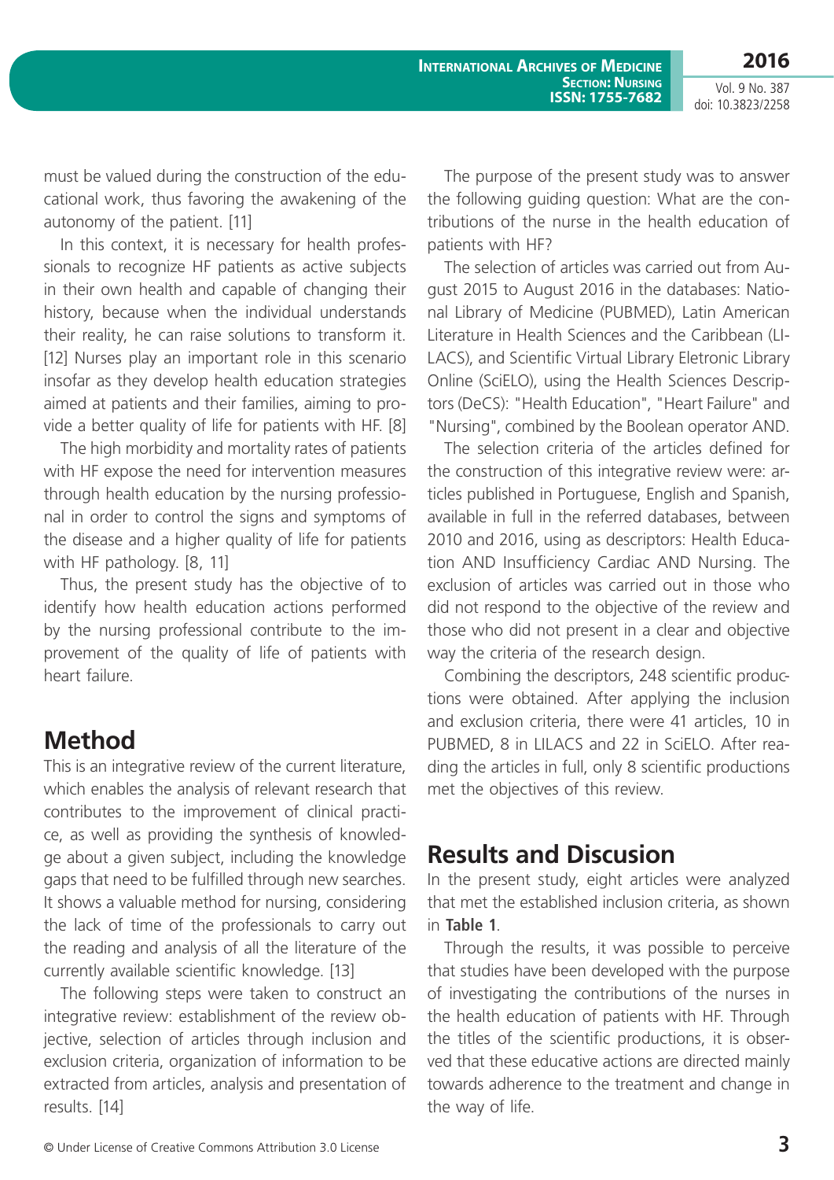must be valued during the construction of the educational work, thus favoring the awakening of the autonomy of the patient. [11]

In this context, it is necessary for health professionals to recognize HF patients as active subjects in their own health and capable of changing their history, because when the individual understands their reality, he can raise solutions to transform it. [12] Nurses play an important role in this scenario insofar as they develop health education strategies aimed at patients and their families, aiming to provide a better quality of life for patients with HF. [8]

The high morbidity and mortality rates of patients with HF expose the need for intervention measures through health education by the nursing professional in order to control the signs and symptoms of the disease and a higher quality of life for patients with HF pathology. [8, 11]

Thus, the present study has the objective of to identify how health education actions performed by the nursing professional contribute to the improvement of the quality of life of patients with heart failure.

## Method

This is an integrative review of the current literature, which enables the analysis of relevant research that contributes to the improvement of clinical practice, as well as providing the synthesis of knowledge about a given subject, including the knowledge gaps that need to be fulfilled through new searches. It shows a valuable method for nursing, considering the lack of time of the professionals to carry out the reading and analysis of all the literature of the currently available scientific knowledge. [13]

The following steps were taken to construct an integrative review: establishment of the review objective, selection of articles through inclusion and exclusion criteria, organization of information to be extracted from articles, analysis and presentation of results. [14]

The purpose of the present study was to answer the following guiding question: What are the contributions of the nurse in the health education of patients with HF?

The selection of articles was carried out from August 2015 to August 2016 in the databases: National Library of Medicine (PUBMED), Latin American Literature in Health Sciences and the Caribbean (LILACS), and Scientific Virtual Library Eletronic Library Online (SciELO), using the Health Sciences Descriptors (DeCS): "Health Education", "Heart Failure" and "Nursing", combined by the Boolean operator AND.

The selection criteria of the articles defined for the construction of this integrative review were: articles published in Portuguese, English and Spanish, available in full in the referred databases, between 2010 and 2016, using as descriptors: Health Education AND Insufficiency Cardiac AND Nursing. The exclusion of articles was carried out in those who did not respond to the objective of the review and those who did not present in a clear and objective way the criteria of the research design.

Combining the descriptors, 248 scientific productions were obtained. After applying the inclusion and exclusion criteria, there were 41 articles, 10 in PUBMED, 8 in LILACS and 22 in SciELO. After reading the articles in full, only 8 scientific productions met the objectives of this review.

## Results and Discusion

In the present study, eight articles were analyzed that met the established inclusion criteria, as shown in **Table 1**.

Through the results, it was possible to perceive that studies have been developed with the purpose of investigating the contributions of the nurses in the health education of patients with HF. Through the titles of the scientific productions, it is observed that these educative actions are directed mainly towards adherence to the treatment and change in the way of life.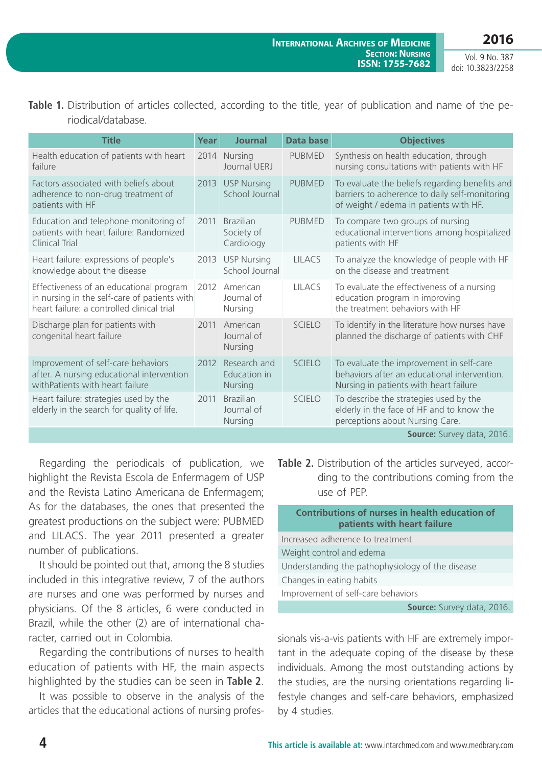**Table 1.** Distribution of articles collected, according to the title, year of publication and name of the periodical/database.

| Title | Year | Journal | Data base | Objectives |
|---|---|---|---|---|
| Health education of patients with heart failure | 2014 | Nursing Journal UERJ | PUBMED | Synthesis on health education, through nursing consultations with patients with HF |
| Factors associated with beliefs about adherence to non-drug treatment of patients with HF | 2013 | USP Nursing School Journal | PUBMED | To evaluate the beliefs regarding benefits and barriers to adherence to daily self-monitoring of weight / edema in patients with HF. |
| Education and telephone monitoring of patients with heart failure: Randomized Clinical Trial | 2011 | Brazilian Society of Cardiology | PUBMED | To compare two groups of nursing educational interventions among hospitalized patients with HF |
| Heart failure: expressions of people's knowledge about the disease | 2013 | USP Nursing School Journal | LILACS | To analyze the knowledge of people with HF on the disease and treatment |
| Effectiveness of an educational program in nursing in the self-care of patients with heart failure: a controlled clinical trial | 2012 | American Journal of Nursing | LILACS | To evaluate the effectiveness of a nursing education program in improving the treatment behaviors with HF |
| Discharge plan for patients with congenital heart failure | 2011 | American Journal of Nursing | SCIELO | To identify in the literature how nurses have planned the discharge of patients with CHF |
| Improvement of self-care behaviors after. A nursing educational intervention withPatients with heart failure | 2012 | Research and Education in Nursing | SCIELO | To evaluate the improvement in self-care behaviors after an educational intervention. Nursing in patients with heart failure |
| Heart failure: strategies used by the elderly in the search for quality of life. | 2011 | Brazilian Journal of Nursing | SCIELO | To describe the strategies used by the elderly in the face of HF and to know the perceptions about Nursing Care. |

**Source:** Survey data, 2016.

Regarding the periodicals of publication, we highlight the Revista Escola de Enfermagem of USP and the Revista Latino Americana de Enfermagem; As for the databases, the ones that presented the greatest productions on the subject were: PUBMED and LILACS. The year 2011 presented a greater number of publications.

It should be pointed out that, among the 8 studies included in this integrative review, 7 of the authors are nurses and one was performed by nurses and physicians. Of the 8 articles, 6 were conducted in Brazil, while the other (2) are of international character, carried out in Colombia.

Regarding the contributions of nurses to health education of patients with HF, the main aspects highlighted by the studies can be seen in **Table 2**.

It was possible to observe in the analysis of the articles that the educational actions of nursing professionals vis-a-vis patients with HF are extremely important in the adequate coping of the disease by these individuals. Among the most outstanding actions by the studies, are the nursing orientations regarding lifestyle changes and self-care behaviors, emphasized by 4 studies.

**Table 2.** Distribution of the articles surveyed, according to the contributions coming from the use of PEP.

| Contributions of nurses in health education of patients with heart failure |
|---|
| Increased adherence to treatment |
| Weight control and edema |
| Understanding the pathophysiology of the disease |
| Changes in eating habits |
| Improvement of self-care behaviors |

**Source:** Survey data, 2016.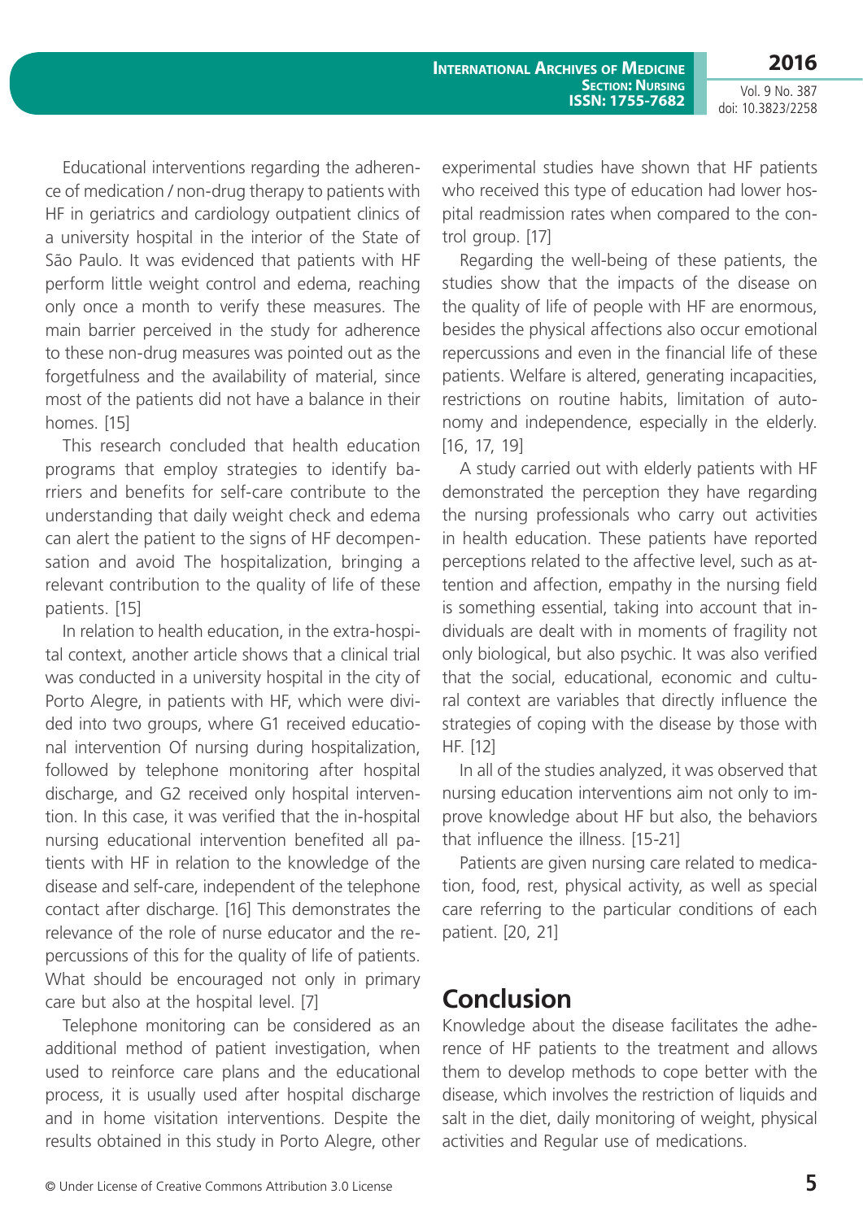Educational interventions regarding the adherence of medication / non-drug therapy to patients with HF in geriatrics and cardiology outpatient clinics of a university hospital in the interior of the State of São Paulo. It was evidenced that patients with HF perform little weight control and edema, reaching only once a month to verify these measures. The main barrier perceived in the study for adherence to these non-drug measures was pointed out as the forgetfulness and the availability of material, since most of the patients did not have a balance in their homes. [15]

This research concluded that health education programs that employ strategies to identify barriers and benefits for self-care contribute to the understanding that daily weight check and edema can alert the patient to the signs of HF decompensation and avoid The hospitalization, bringing a relevant contribution to the quality of life of these patients. [15]

In relation to health education, in the extra-hospital context, another article shows that a clinical trial was conducted in a university hospital in the city of Porto Alegre, in patients with HF, which were divided into two groups, where G1 received educational intervention Of nursing during hospitalization, followed by telephone monitoring after hospital discharge, and G2 received only hospital intervention. In this case, it was verified that the in-hospital nursing educational intervention benefited all patients with HF in relation to the knowledge of the disease and self-care, independent of the telephone contact after discharge. [16] This demonstrates the relevance of the role of nurse educator and the repercussions of this for the quality of life of patients. What should be encouraged not only in primary care but also at the hospital level. [7]

Telephone monitoring can be considered as an additional method of patient investigation, when used to reinforce care plans and the educational process, it is usually used after hospital discharge and in home visitation interventions. Despite the results obtained in this study in Porto Alegre, other experimental studies have shown that HF patients who received this type of education had lower hospital readmission rates when compared to the control group. [17]

Regarding the well-being of these patients, the studies show that the impacts of the disease on the quality of life of people with HF are enormous, besides the physical affections also occur emotional repercussions and even in the financial life of these patients. Welfare is altered, generating incapacities, restrictions on routine habits, limitation of autonomy and independence, especially in the elderly. [16, 17, 19]

A study carried out with elderly patients with HF demonstrated the perception they have regarding the nursing professionals who carry out activities in health education. These patients have reported perceptions related to the affective level, such as attention and affection, empathy in the nursing field is something essential, taking into account that individuals are dealt with in moments of fragility not only biological, but also psychic. It was also verified that the social, educational, economic and cultural context are variables that directly influence the strategies of coping with the disease by those with HF. [12]

In all of the studies analyzed, it was observed that nursing education interventions aim not only to improve knowledge about HF but also, the behaviors that influence the illness. [15-21]

Patients are given nursing care related to medication, food, rest, physical activity, as well as special care referring to the particular conditions of each patient. [20, 21]

## Conclusion

Knowledge about the disease facilitates the adherence of HF patients to the treatment and allows them to develop methods to cope better with the disease, which involves the restriction of liquids and salt in the diet, daily monitoring of weight, physical activities and Regular use of medications.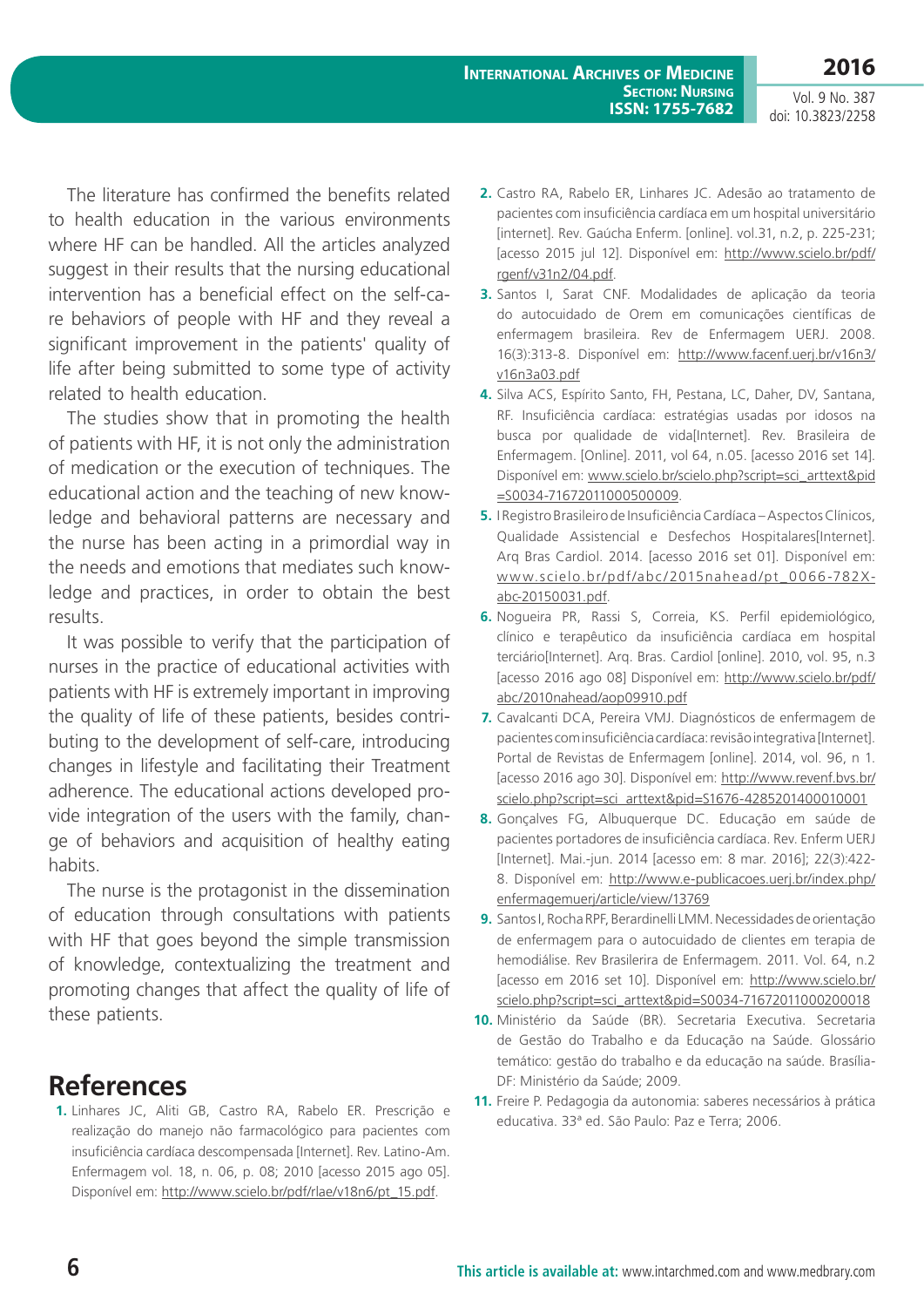The literature has confirmed the benefits related to health education in the various environments where HF can be handled. All the articles analyzed suggest in their results that the nursing educational intervention has a beneficial effect on the self-care behaviors of people with HF and they reveal a significant improvement in the patients' quality of life after being submitted to some type of activity related to health education.

The studies show that in promoting the health of patients with HF, it is not only the administration of medication or the execution of techniques. The educational action and the teaching of new knowledge and behavioral patterns are necessary and the nurse has been acting in a primordial way in the needs and emotions that mediates such knowledge and practices, in order to obtain the best results.

It was possible to verify that the participation of nurses in the practice of educational activities with patients with HF is extremely important in improving the quality of life of these patients, besides contributing to the development of self-care, introducing changes in lifestyle and facilitating their Treatment adherence. The educational actions developed provide integration of the users with the family, change of behaviors and acquisition of healthy eating habits.

The nurse is the protagonist in the dissemination of education through consultations with patients with HF that goes beyond the simple transmission of knowledge, contextualizing the treatment and promoting changes that affect the quality of life of these patients.

# References

1. Linhares JC, Aliti GB, Castro RA, Rabelo ER. Prescrição e realização do manejo não farmacológico para pacientes com insuficiência cardíaca descompensada [Internet]. Rev. Latino-Am. Enfermagem vol. 18, n. 06, p. 08; 2010 [acesso 2015 ago 05]. Disponível em: http://www.scielo.br/pdf/rlae/v18n6/pt_15.pdf.
2. Castro RA, Rabelo ER, Linhares JC. Adesão ao tratamento de pacientes com insuficiência cardíaca em um hospital universitário [internet]. Rev. Gaúcha Enferm. [online]. vol.31, n.2, p. 225-231; [acesso 2015 jul 12]. Disponível em: http://www.scielo.br/pdf/rgenf/v31n2/04.pdf.
3. Santos I, Sarat CNF. Modalidades de aplicação da teoria do autocuidado de Orem em comunicações científicas de enfermagem brasileira. Rev de Enfermagem UERJ. 2008. 16(3):313-8. Disponível em: http://www.facenf.uerj.br/v16n3/v16n3a03.pdf
4. Silva ACS, Espírito Santo, FH, Pestana, LC, Daher, DV, Santana, RF. Insuficiência cardíaca: estratégias usadas por idosos na busca por qualidade de vida[Internet]. Rev. Brasileira de Enfermagem. [Online]. 2011, vol 64, n.05. [acesso 2016 set 14]. Disponível em: www.scielo.br/scielo.php?script=sci_arttext&pid=S0034-71672011000500009.
5. I Registro Brasileiro de Insuficiência Cardíaca – Aspectos Clínicos, Qualidade Assistencial e Desfechos Hospitalares[Internet]. Arq Bras Cardiol. 2014. [acesso 2016 set 01]. Disponível em: www.scielo.br/pdf/abc/2015nahead/pt_0066-782X-abc-20150031.pdf.
6. Nogueira PR, Rassi S, Correia, KS. Perfil epidemiológico, clínico e terapêutico da insuficiência cardíaca em hospital terciário[Internet]. Arq. Bras. Cardiol [online]. 2010, vol. 95, n.3 [acesso 2016 ago 08] Disponível em: http://www.scielo.br/pdf/abc/2010nahead/aop09910.pdf
7. Cavalcanti DCA, Pereira VMJ. Diagnósticos de enfermagem de pacientes com insuficiência cardíaca: revisão integrativa [Internet]. Portal de Revistas de Enfermagem [online]. 2014, vol. 96, n 1. [acesso 2016 ago 30]. Disponível em: http://www.revenf.bvs.br/scielo.php?script=sci_arttext&pid=S1676-4285201400010001
8. Gonçalves FG, Albuquerque DC. Educação em saúde de pacientes portadores de insuficiência cardíaca. Rev. Enferm UERJ [Internet]. Mai.-jun. 2014 [acesso em: 8 mar. 2016]; 22(3):422-8. Disponível em: http://www.e-publicacoes.uerj.br/index.php/enfermagemuerj/article/view/13769
9. Santos I, Rocha RPF, Berardinelli LMM. Necessidades de orientação de enfermagem para o autocuidado de clientes em terapia de hemodiálise. Rev Brasileira de Enfermagem. 2011. Vol. 64, n.2 [acesso em 2016 set 10]. Disponível em: http://www.scielo.br/scielo.php?script=sci_arttext&pid=S0034-71672011000200018
10. Ministério da Saúde (BR). Secretaria Executiva. Secretaria de Gestão do Trabalho e da Educação na Saúde. Glossário temático: gestão do trabalho e da educação na saúde. Brasília-DF: Ministério da Saúde; 2009.
11. Freire P. Pedagogia da autonomia: saberes necessários à prática educativa. 33ª ed. São Paulo: Paz e Terra; 2006.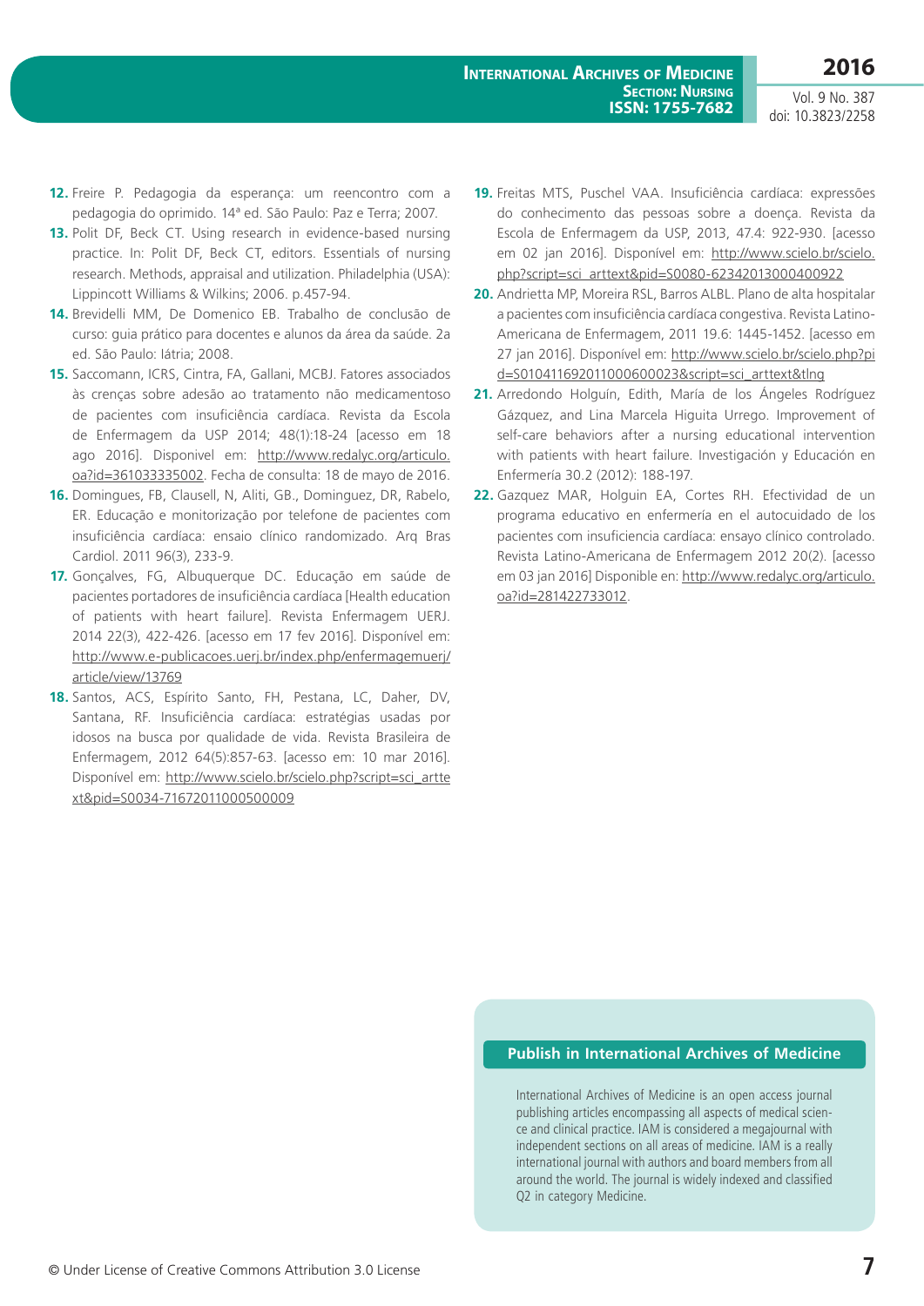12. Freire P. Pedagogia da esperança: um reencontro com a pedagogia do oprimido. 14ª ed. São Paulo: Paz e Terra; 2007.
13. Polit DF, Beck CT. Using research in evidence-based nursing practice. In: Polit DF, Beck CT, editors. Essentials of nursing research. Methods, appraisal and utilization. Philadelphia (USA): Lippincott Williams & Wilkins; 2006. p.457-94.
14. Brevidelli MM, De Domenico EB. Trabalho de conclusão de curso: guia prático para docentes e alunos da área da saúde. 2a ed. São Paulo: Iátria; 2008.
15. Saccomann, ICRS, Cintra, FA, Gallani, MCBJ. Fatores associados às crenças sobre adesão ao tratamento não medicamentoso de pacientes com insuficiência cardíaca. Revista da Escola de Enfermagem da USP 2014; 48(1):18-24 [acesso em 18 ago 2016]. Disponivel em: http://www.redalyc.org/articulo.oa?id=361033335002. Fecha de consulta: 18 de mayo de 2016.
16. Domingues, FB, Clausell, N, Aliti, GB., Dominguez, DR, Rabelo, ER. Educação e monitorização por telefone de pacientes com insuficiência cardíaca: ensaio clínico randomizado. Arq Bras Cardiol. 2011 96(3), 233-9.
17. Gonçalves, FG, Albuquerque DC. Educação em saúde de pacientes portadores de insuficiência cardíaca [Health education of patients with heart failure]. Revista Enfermagem UERJ. 2014 22(3), 422-426. [acesso em 17 fev 2016]. Disponível em: http://www.e-publicacoes.uerj.br/index.php/enfermagemuerj/article/view/13769
18. Santos, ACS, Espírito Santo, FH, Pestana, LC, Daher, DV, Santana, RF. Insuficiência cardíaca: estratégias usadas por idosos na busca por qualidade de vida. Revista Brasileira de Enfermagem, 2012 64(5):857-63. [acesso em: 10 mar 2016]. Disponível em: http://www.scielo.br/scielo.php?script=sci_arttext&pid=S0034-71672011000500009
19. Freitas MTS, Puschel VAA. Insuficiência cardíaca: expressões do conhecimento das pessoas sobre a doença. Revista da Escola de Enfermagem da USP, 2013, 47.4: 922-930. [acesso em 02 jan 2016]. Disponível em: http://www.scielo.br/scielo.php?script=sci_arttext&pid=S0080-62342013000400922
20. Andrietta MP, Moreira RSL, Barros ALBL. Plano de alta hospitalar a pacientes com insuficiência cardíaca congestiva. Revista Latino-Americana de Enfermagem, 2011 19.6: 1445-1452. [acesso em 27 jan 2016]. Disponível em: http://www.scielo.br/scielo.php?pid=S0104116920110006000023&script=sci_arttext&tlng
21. Arredondo Holguín, Edith, María de los Ángeles Rodríguez Gázquez, and Lina Marcela Higuita Urrego. Improvement of self-care behaviors after a nursing educational intervention with patients with heart failure. Investigación y Educación en Enfermería 30.2 (2012): 188-197.
22. Gazquez MAR, Holguin EA, Cortes RH. Efectividad de un programa educativo en enfermería en el autocuidado de los pacientes com insuficiencia cardíaca: ensayo clínico controlado. Revista Latino-Americana de Enfermagem 2012 20(2). [acesso em 03 jan 2016] Disponible en: http://www.redalyc.org/articulo.oa?id=281422733012.

**Publish in International Archives of Medicine**

International Archives of Medicine is an open access journal publishing articles encompassing all aspects of medical science and clinical practice. IAM is considered a megajournal with independent sections on all areas of medicine. IAM is a really international journal with authors and board members from all around the world. The journal is widely indexed and classified Q2 in category Medicine.